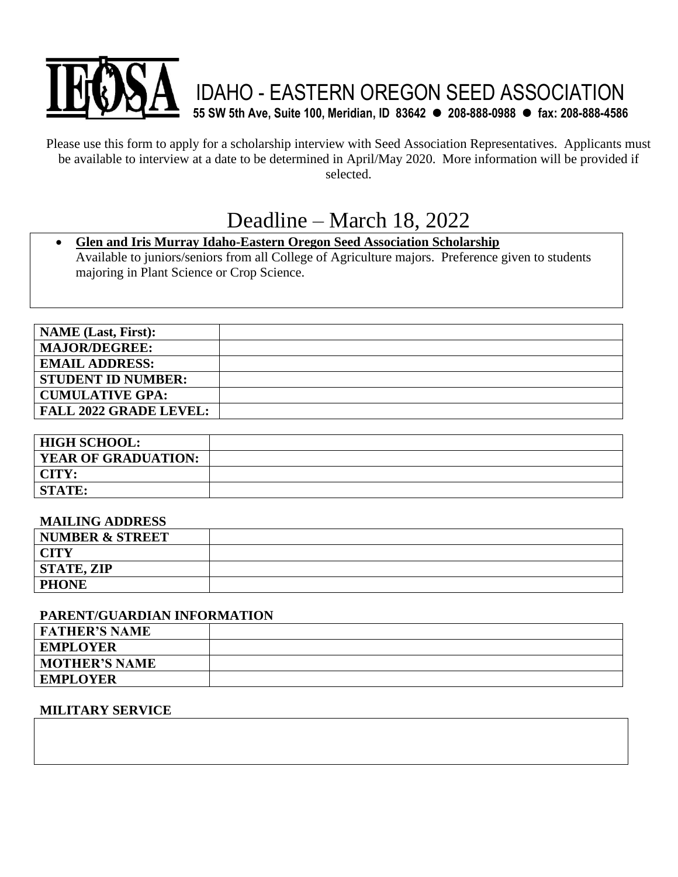# IEOSA IDAHO - EASTERN OREGON SEED ASSOCIATION

**55 SW 5th Ave, Suite 100, Meridian, ID 83642 ● 208-888-0988 ● fax: 208-888-4586**

Please use this form to apply for a scholarship interview with Seed Association Representatives. Applicants must be available to interview at a date to be determined in April/May 2020. More information will be provided if selected.

## Deadline – March 18, 2022

- **Glen and Iris Murray Idaho-Eastern Oregon Seed Association Scholarship**
  Available to juniors/seniors from all College of Agriculture majors. Preference given to students majoring in Plant Science or Crop Science.

| | |
|---|---|
| **NAME (Last, First):** | |
| **MAJOR/DEGREE:** | |
| **EMAIL ADDRESS:** | |
| **STUDENT ID NUMBER:** | |
| **CUMULATIVE GPA:** | |
| **FALL 2022 GRADE LEVEL:** | |

| | |
|---|---|
| **HIGH SCHOOL:** | |
| **YEAR OF GRADUATION:** | |
| **CITY:** | |
| **STATE:** | |

**MAILING ADDRESS**

| | |
|---|---|
| **NUMBER & STREET** | |
| **CITY** | |
| **STATE, ZIP** | |
| **PHONE** | |

**PARENT/GUARDIAN INFORMATION**

| | |
|---|---|
| **FATHER'S NAME** | |
| **EMPLOYER** | |
| **MOTHER'S NAME** | |
| **EMPLOYER** | |

**MILITARY SERVICE**

| |
|---|
| |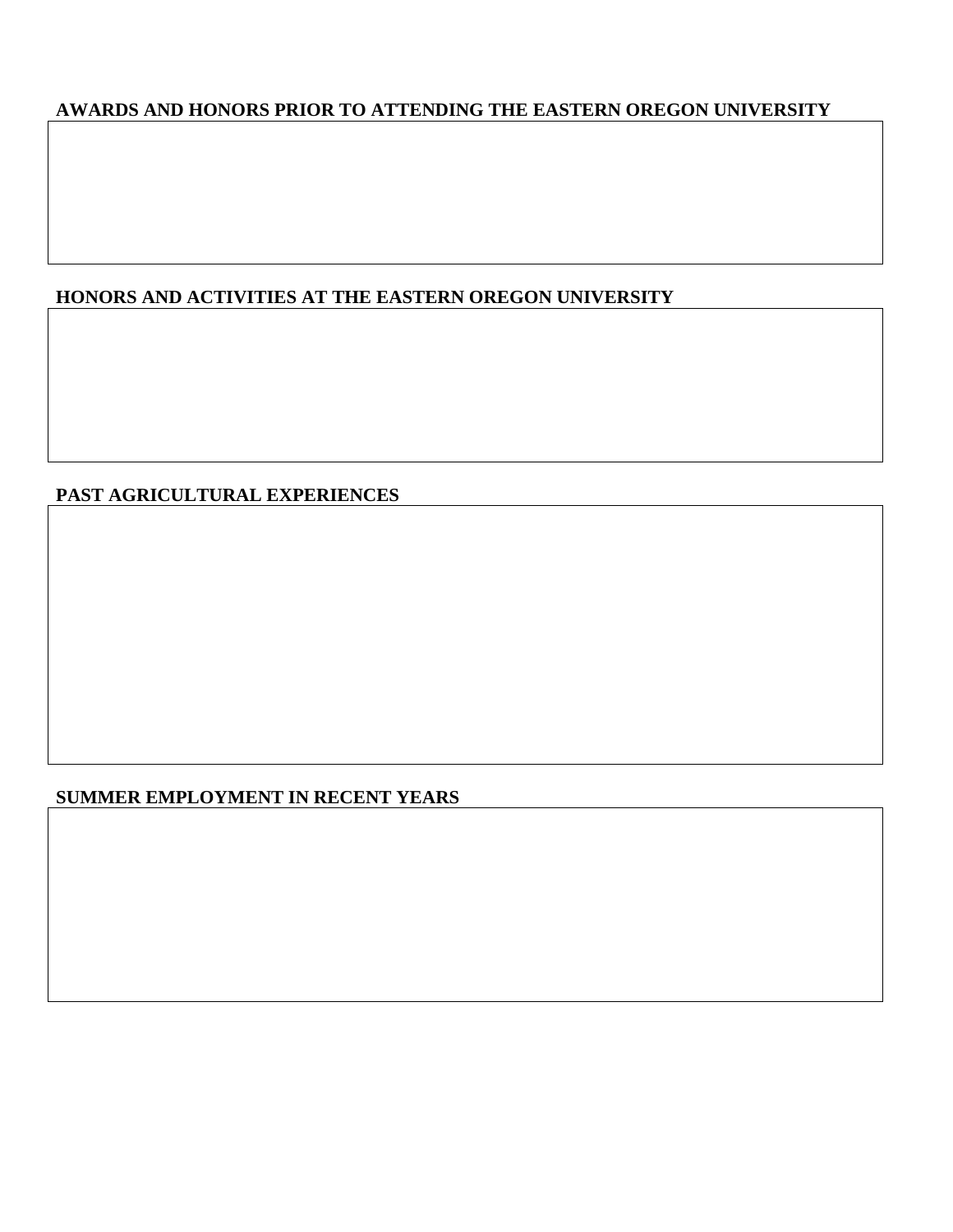**AWARDS AND HONORS PRIOR TO ATTENDING THE EASTERN OREGON UNIVERSITY**

**HONORS AND ACTIVITIES AT THE EASTERN OREGON UNIVERSITY**

**PAST AGRICULTURAL EXPERIENCES**

**SUMMER EMPLOYMENT IN RECENT YEARS**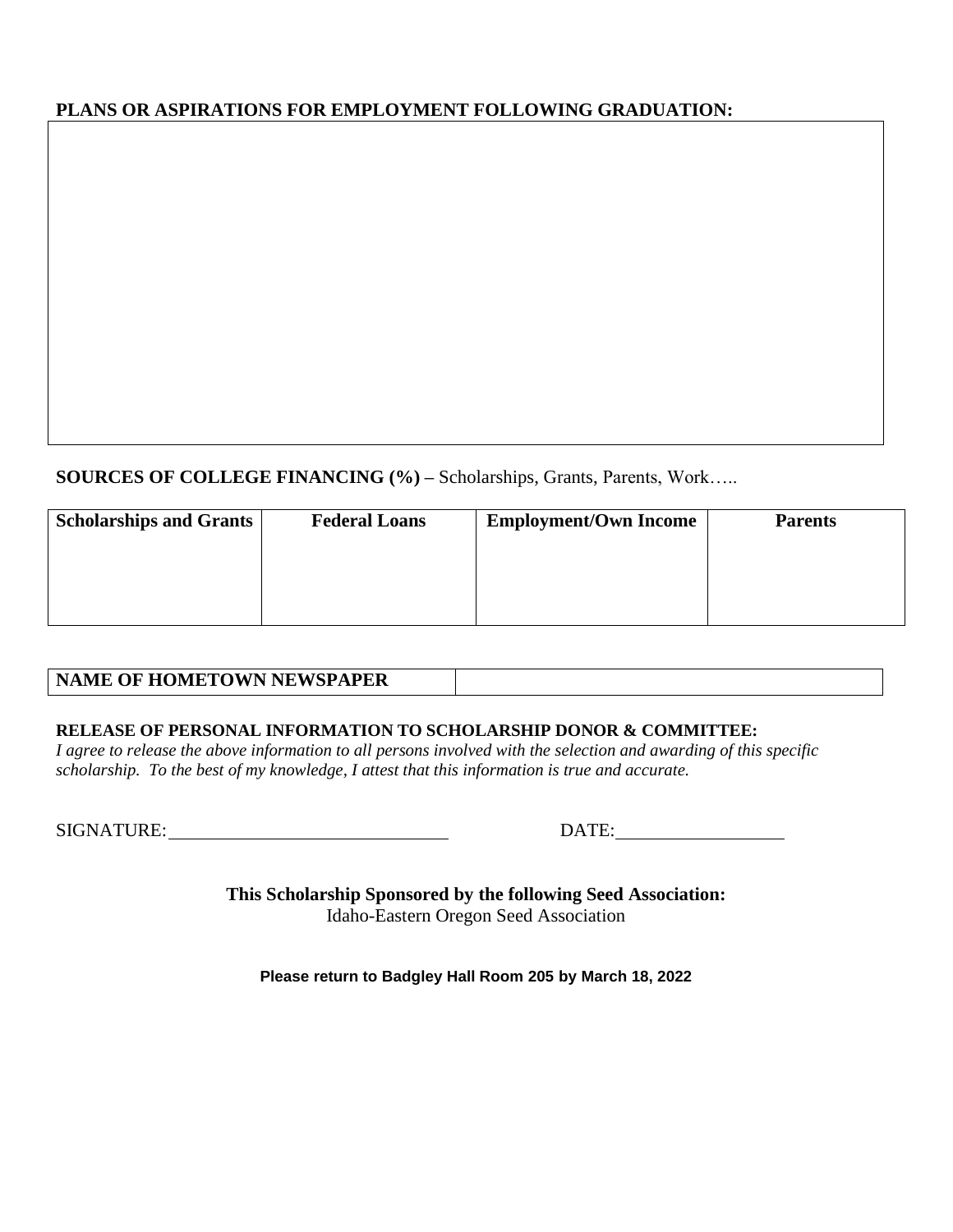**PLANS OR ASPIRATIONS FOR EMPLOYMENT FOLLOWING GRADUATION:**

**SOURCES OF COLLEGE FINANCING (%) –** Scholarships, Grants, Parents, Work…..

| Scholarships and Grants | Federal Loans | Employment/Own Income | Parents |
| --- | --- | --- | --- |
| | | | |

| NAME OF HOMETOWN NEWSPAPER | |
| --- | --- |

**RELEASE OF PERSONAL INFORMATION TO SCHOLARSHIP DONOR & COMMITTEE:**
*I agree to release the above information to all persons involved with the selection and awarding of this specific scholarship. To the best of my knowledge, I attest that this information is true and accurate.*

SIGNATURE:______________________________ DATE:__________________

**This Scholarship Sponsored by the following Seed Association:**
Idaho-Eastern Oregon Seed Association

**Please return to Badgley Hall Room 205 by March 18, 2022**